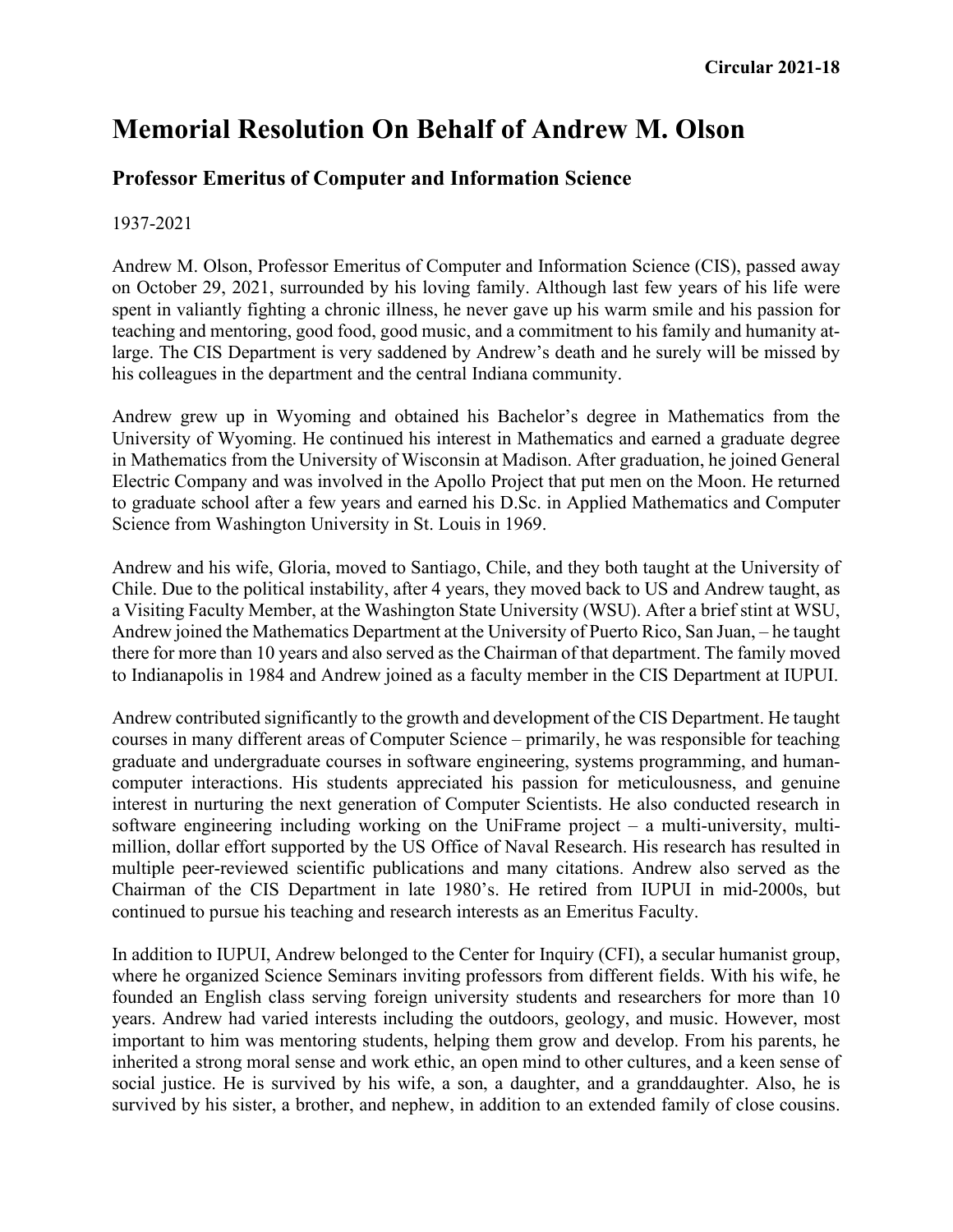Circular 2021-18

# Memorial Resolution On Behalf of Andrew M. Olson

## Professor Emeritus of Computer and Information Science

1937-2021

Andrew M. Olson, Professor Emeritus of Computer and Information Science (CIS), passed away on October 29, 2021, surrounded by his loving family. Although last few years of his life were spent in valiantly fighting a chronic illness, he never gave up his warm smile and his passion for teaching and mentoring, good food, good music, and a commitment to his family and humanity at-large. The CIS Department is very saddened by Andrew's death and he surely will be missed by his colleagues in the department and the central Indiana community.

Andrew grew up in Wyoming and obtained his Bachelor's degree in Mathematics from the University of Wyoming. He continued his interest in Mathematics and earned a graduate degree in Mathematics from the University of Wisconsin at Madison. After graduation, he joined General Electric Company and was involved in the Apollo Project that put men on the Moon. He returned to graduate school after a few years and earned his D.Sc. in Applied Mathematics and Computer Science from Washington University in St. Louis in 1969.

Andrew and his wife, Gloria, moved to Santiago, Chile, and they both taught at the University of Chile. Due to the political instability, after 4 years, they moved back to US and Andrew taught, as a Visiting Faculty Member, at the Washington State University (WSU). After a brief stint at WSU, Andrew joined the Mathematics Department at the University of Puerto Rico, San Juan, – he taught there for more than 10 years and also served as the Chairman of that department. The family moved to Indianapolis in 1984 and Andrew joined as a faculty member in the CIS Department at IUPUI.

Andrew contributed significantly to the growth and development of the CIS Department. He taught courses in many different areas of Computer Science – primarily, he was responsible for teaching graduate and undergraduate courses in software engineering, systems programming, and human-computer interactions. His students appreciated his passion for meticulousness, and genuine interest in nurturing the next generation of Computer Scientists. He also conducted research in software engineering including working on the UniFrame project – a multi-university, multi-million, dollar effort supported by the US Office of Naval Research. His research has resulted in multiple peer-reviewed scientific publications and many citations. Andrew also served as the Chairman of the CIS Department in late 1980's. He retired from IUPUI in mid-2000s, but continued to pursue his teaching and research interests as an Emeritus Faculty.

In addition to IUPUI, Andrew belonged to the Center for Inquiry (CFI), a secular humanist group, where he organized Science Seminars inviting professors from different fields. With his wife, he founded an English class serving foreign university students and researchers for more than 10 years. Andrew had varied interests including the outdoors, geology, and music. However, most important to him was mentoring students, helping them grow and develop. From his parents, he inherited a strong moral sense and work ethic, an open mind to other cultures, and a keen sense of social justice. He is survived by his wife, a son, a daughter, and a granddaughter. Also, he is survived by his sister, a brother, and nephew, in addition to an extended family of close cousins.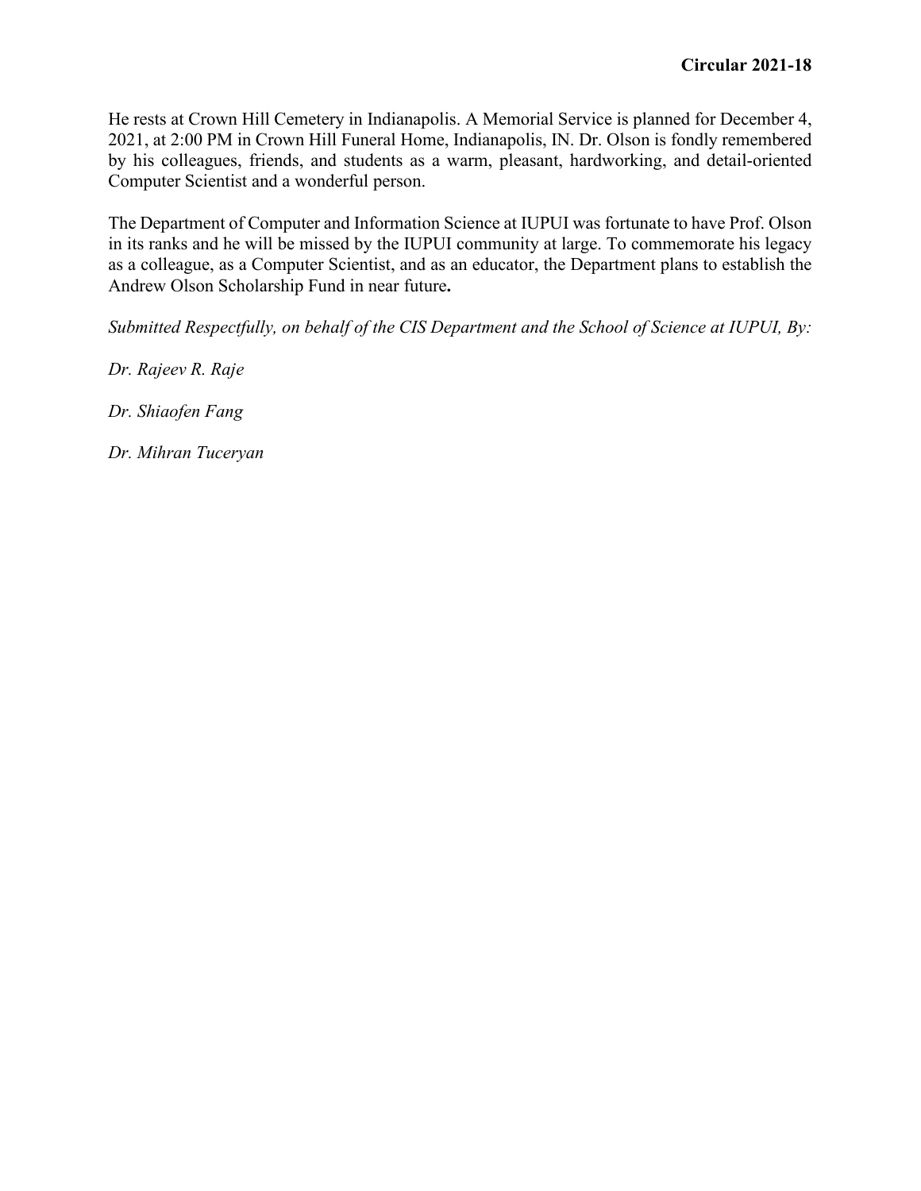He rests at Crown Hill Cemetery in Indianapolis. A Memorial Service is planned for December 4, 2021, at 2:00 PM in Crown Hill Funeral Home, Indianapolis, IN. Dr. Olson is fondly remembered by his colleagues, friends, and students as a warm, pleasant, hardworking, and detail-oriented Computer Scientist and a wonderful person.

The Department of Computer and Information Science at IUPUI was fortunate to have Prof. Olson in its ranks and he will be missed by the IUPUI community at large. To commemorate his legacy as a colleague, as a Computer Scientist, and as an educator, the Department plans to establish the Andrew Olson Scholarship Fund in near future**.**

*Submitted Respectfully, on behalf of the CIS Department and the School of Science at IUPUI, By:*

*Dr. Rajeev R. Raje*

*Dr. Shiaofen Fang*

*Dr. Mihran Tuceryan*